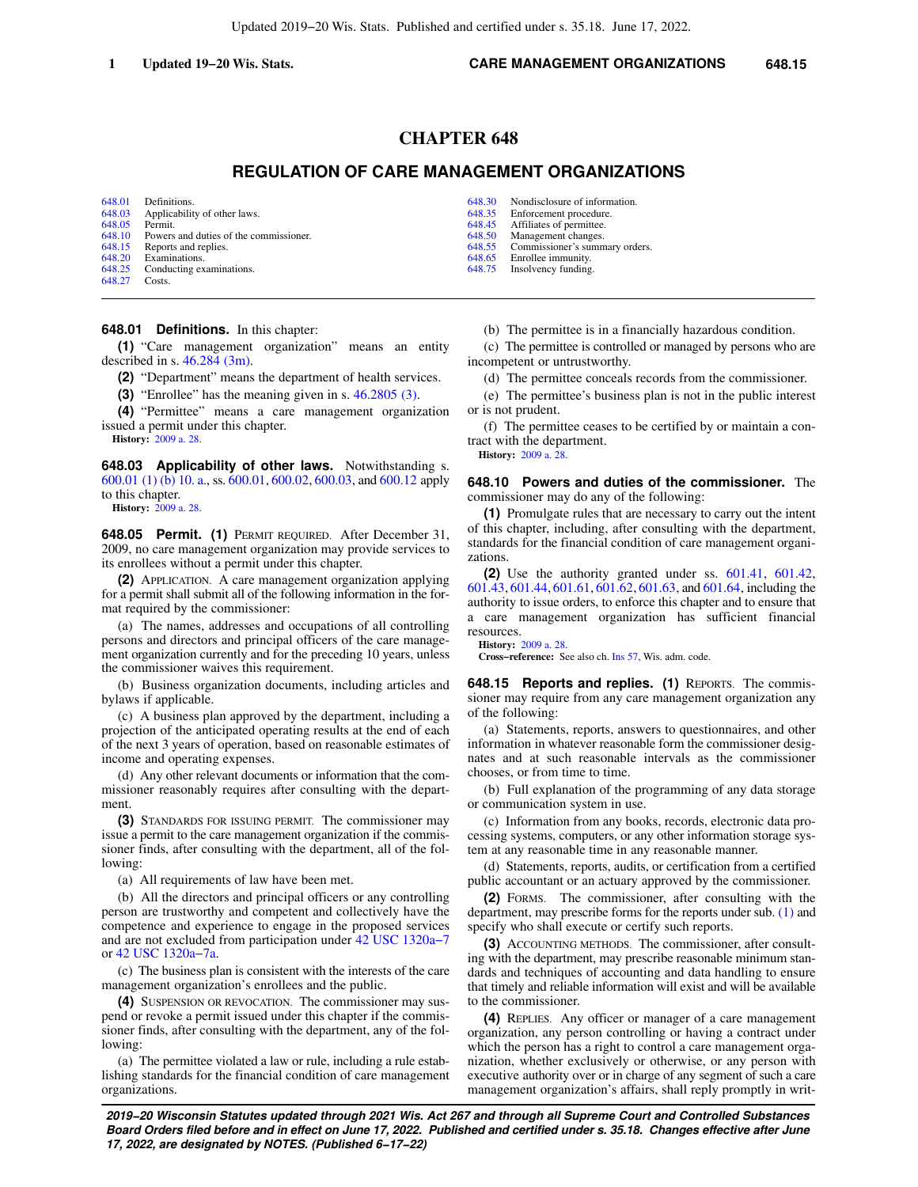# CHAPTER 648

## REGULATION OF CARE MANAGEMENT ORGANIZATIONS

| | | | |
|---|---|---|---|
| 648.01 | Definitions. | 648.30 | Nondisclosure of information. |
| 648.03 | Applicability of other laws. | 648.35 | Enforcement procedure. |
| 648.05 | Permit. | 648.45 | Affiliates of permittee. |
| 648.10 | Powers and duties of the commissioner. | 648.50 | Management changes. |
| 648.15 | Reports and replies. | 648.55 | Commissioner's summary orders. |
| 648.20 | Examinations. | 648.65 | Enrollee immunity. |
| 648.25 | Conducting examinations. | 648.75 | Insolvency funding. |
| 648.27 | Costs. | | |

**648.01 Definitions.** In this chapter:

**(1)** "Care management organization" means an entity described in s. 46.284 (3m).

**(2)** "Department" means the department of health services.

**(3)** "Enrollee" has the meaning given in s. 46.2805 (3).

**(4)** "Permittee" means a care management organization issued a permit under this chapter.

**History:** 2009 a. 28.

**648.03 Applicability of other laws.** Notwithstanding s. 600.01 (1) (b) 10. a., ss. 600.01, 600.02, 600.03, and 600.12 apply to this chapter.

**History:** 2009 a. 28.

**648.05 Permit. (1)** PERMIT REQUIRED. After December 31, 2009, no care management organization may provide services to its enrollees without a permit under this chapter.

**(2)** APPLICATION. A care management organization applying for a permit shall submit all of the following information in the format required by the commissioner:

(a) The names, addresses and occupations of all controlling persons and directors and principal officers of the care management organization currently and for the preceding 10 years, unless the commissioner waives this requirement.

(b) Business organization documents, including articles and bylaws if applicable.

(c) A business plan approved by the department, including a projection of the anticipated operating results at the end of each of the next 3 years of operation, based on reasonable estimates of income and operating expenses.

(d) Any other relevant documents or information that the commissioner reasonably requires after consulting with the department.

**(3)** STANDARDS FOR ISSUING PERMIT. The commissioner may issue a permit to the care management organization if the commissioner finds, after consulting with the department, all of the following:

(a) All requirements of law have been met.

(b) All the directors and principal officers or any controlling person are trustworthy and competent and collectively have the competence and experience to engage in the proposed services and are not excluded from participation under 42 USC 1320a-7 or 42 USC 1320a-7a.

(c) The business plan is consistent with the interests of the care management organization's enrollees and the public.

**(4)** SUSPENSION OR REVOCATION. The commissioner may suspend or revoke a permit issued under this chapter if the commissioner finds, after consulting with the department, any of the following:

(a) The permittee violated a law or rule, including a rule establishing standards for the financial condition of care management organizations.

(b) The permittee is in a financially hazardous condition.

(c) The permittee is controlled or managed by persons who are incompetent or untrustworthy.

(d) The permittee conceals records from the commissioner.

(e) The permittee's business plan is not in the public interest or is not prudent.

(f) The permittee ceases to be certified by or maintain a contract with the department.

**History:** 2009 a. 28.

**648.10 Powers and duties of the commissioner.** The commissioner may do any of the following:

**(1)** Promulgate rules that are necessary to carry out the intent of this chapter, including, after consulting with the department, standards for the financial condition of care management organizations.

**(2)** Use the authority granted under ss. 601.41, 601.42, 601.43, 601.44, 601.61, 601.62, 601.63, and 601.64, including the authority to issue orders, to enforce this chapter and to ensure that a care management organization has sufficient financial resources.

**History:** 2009 a. 28.

**Cross-reference:** See also ch. Ins 57, Wis. adm. code.

**648.15 Reports and replies. (1)** REPORTS. The commissioner may require from any care management organization any of the following:

(a) Statements, reports, answers to questionnaires, and other information in whatever reasonable form the commissioner designates and at such reasonable intervals as the commissioner chooses, or from time to time.

(b) Full explanation of the programming of any data storage or communication system in use.

(c) Information from any books, records, electronic data processing systems, computers, or any other information storage system at any reasonable time in any reasonable manner.

(d) Statements, reports, audits, or certification from a certified public accountant or an actuary approved by the commissioner.

**(2)** FORMS. The commissioner, after consulting with the department, may prescribe forms for the reports under sub. (1) and specify who shall execute or certify such reports.

**(3)** ACCOUNTING METHODS. The commissioner, after consulting with the department, may prescribe reasonable minimum standards and techniques of accounting and data handling to ensure that timely and reliable information will exist and will be available to the commissioner.

**(4)** REPLIES. Any officer or manager of a care management organization, any person controlling or having a contract under which the person has a right to control a care management organization, whether exclusively or otherwise, or any person with executive authority over or in charge of any segment of such a care management organization's affairs, shall reply promptly in writ-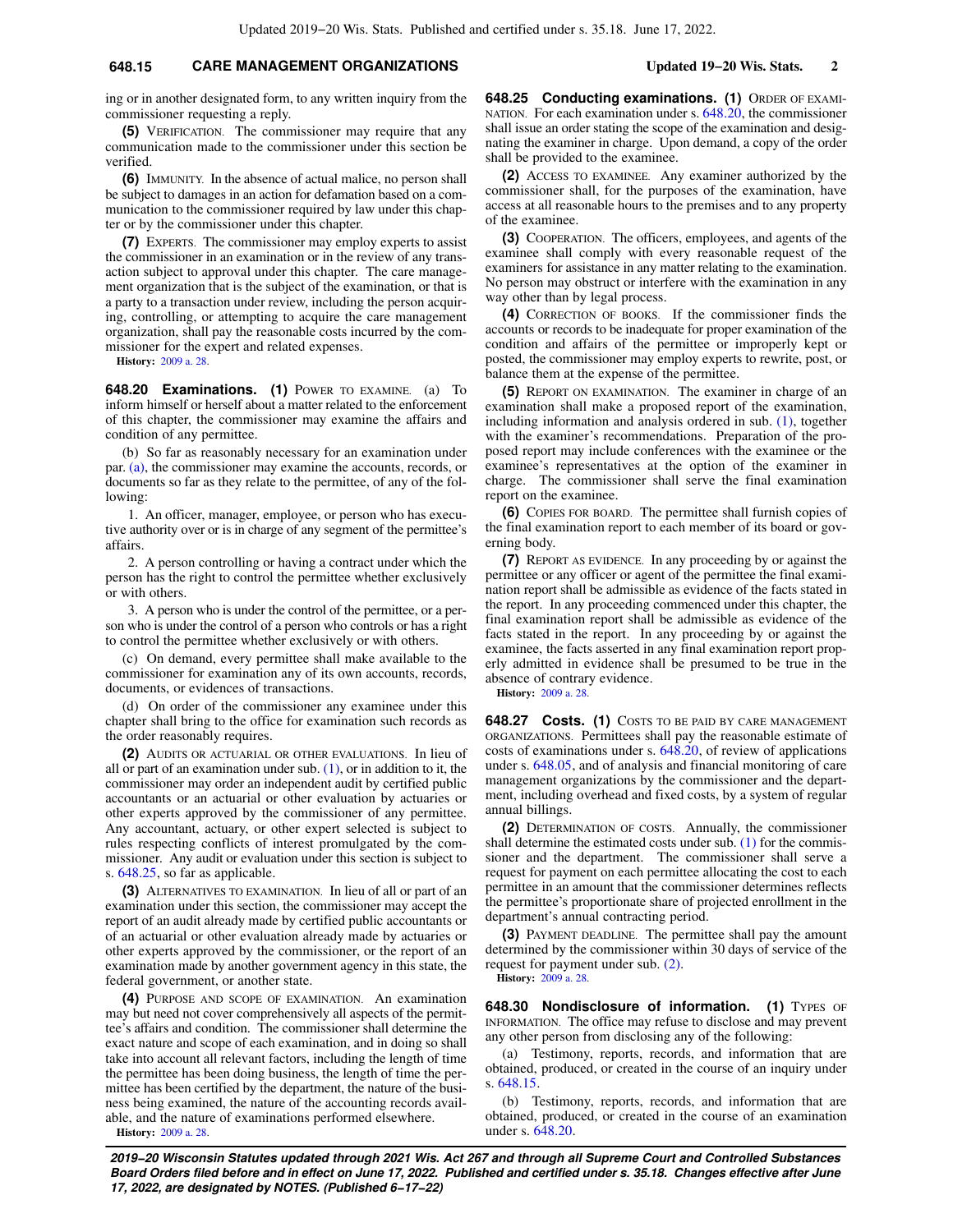ing or in another designated form, to any written inquiry from the commissioner requesting a reply.

**(5)** VERIFICATION. The commissioner may require that any communication made to the commissioner under this section be verified.

**(6)** IMMUNITY. In the absence of actual malice, no person shall be subject to damages in an action for defamation based on a communication to the commissioner required by law under this chapter or by the commissioner under this chapter.

**(7)** EXPERTS. The commissioner may employ experts to assist the commissioner in an examination or in the review of any transaction subject to approval under this chapter. The care management organization that is the subject of the examination, or that is a party to a transaction under review, including the person acquiring, controlling, or attempting to acquire the care management organization, shall pay the reasonable costs incurred by the commissioner for the expert and related expenses.

**History:** 2009 a. 28.

**648.20 Examinations.** **(1)** POWER TO EXAMINE. (a) To inform himself or herself about a matter related to the enforcement of this chapter, the commissioner may examine the affairs and condition of any permittee.

(b) So far as reasonably necessary for an examination under par. (a), the commissioner may examine the accounts, records, or documents so far as they relate to the permittee, of any of the following:

1. An officer, manager, employee, or person who has executive authority over or is in charge of any segment of the permittee's affairs.

2. A person controlling or having a contract under which the person has the right to control the permittee whether exclusively or with others.

3. A person who is under the control of the permittee, or a person who is under the control of a person who controls or has a right to control the permittee whether exclusively or with others.

(c) On demand, every permittee shall make available to the commissioner for examination any of its own accounts, records, documents, or evidences of transactions.

(d) On order of the commissioner any examinee under this chapter shall bring to the office for examination such records as the order reasonably requires.

**(2)** AUDITS OR ACTUARIAL OR OTHER EVALUATIONS. In lieu of all or part of an examination under sub. (1), or in addition to it, the commissioner may order an independent audit by certified public accountants or an actuarial or other evaluation by actuaries or other experts approved by the commissioner of any permittee. Any accountant, actuary, or other expert selected is subject to rules respecting conflicts of interest promulgated by the commissioner. Any audit or evaluation under this section is subject to s. 648.25, so far as applicable.

**(3)** ALTERNATIVES TO EXAMINATION. In lieu of all or part of an examination under this section, the commissioner may accept the report of an audit already made by certified public accountants or of an actuarial or other evaluation already made by actuaries or other experts approved by the commissioner, or the report of an examination made by another government agency in this state, the federal government, or another state.

**(4)** PURPOSE AND SCOPE OF EXAMINATION. An examination may but need not cover comprehensively all aspects of the permittee's affairs and condition. The commissioner shall determine the exact nature and scope of each examination, and in doing so shall take into account all relevant factors, including the length of time the permittee has been doing business, the length of time the permittee has been certified by the department, the nature of the business being examined, the nature of the accounting records available, and the nature of examinations performed elsewhere.

**History:** 2009 a. 28.

**648.25 Conducting examinations.** **(1)** ORDER OF EXAMINATION. For each examination under s. 648.20, the commissioner shall issue an order stating the scope of the examination and designating the examiner in charge. Upon demand, a copy of the order shall be provided to the examinee.

**(2)** ACCESS TO EXAMINEE. Any examiner authorized by the commissioner shall, for the purposes of the examination, have access at all reasonable hours to the premises and to any property of the examinee.

**(3)** COOPERATION. The officers, employees, and agents of the examinee shall comply with every reasonable request of the examiners for assistance in any matter relating to the examination. No person may obstruct or interfere with the examination in any way other than by legal process.

**(4)** CORRECTION OF BOOKS. If the commissioner finds the accounts or records to be inadequate for proper examination of the condition and affairs of the permittee or improperly kept or posted, the commissioner may employ experts to rewrite, post, or balance them at the expense of the permittee.

**(5)** REPORT ON EXAMINATION. The examiner in charge of an examination shall make a proposed report of the examination, including information and analysis ordered in sub. (1), together with the examiner's recommendations. Preparation of the proposed report may include conferences with the examinee or the examinee's representatives at the option of the examiner in charge. The commissioner shall serve the final examination report on the examinee.

**(6)** COPIES FOR BOARD. The permittee shall furnish copies of the final examination report to each member of its board or governing body.

**(7)** REPORT AS EVIDENCE. In any proceeding by or against the permittee or any officer or agent of the permittee the final examination report shall be admissible as evidence of the facts stated in the report. In any proceeding commenced under this chapter, the final examination report shall be admissible as evidence of the facts stated in the report. In any proceeding by or against the examinee, the facts asserted in any final examination report properly admitted in evidence shall be presumed to be true in the absence of contrary evidence.

**History:** 2009 a. 28.

**648.27 Costs.** **(1)** COSTS TO BE PAID BY CARE MANAGEMENT ORGANIZATIONS. Permittees shall pay the reasonable estimate of costs of examinations under s. 648.20, of review of applications under s. 648.05, and of analysis and financial monitoring of care management organizations by the commissioner and the department, including overhead and fixed costs, by a system of regular annual billings.

**(2)** DETERMINATION OF COSTS. Annually, the commissioner shall determine the estimated costs under sub. (1) for the commissioner and the department. The commissioner shall serve a request for payment on each permittee allocating the cost to each permittee in an amount that the commissioner determines reflects the permittee's proportionate share of projected enrollment in the department's annual contracting period.

**(3)** PAYMENT DEADLINE. The permittee shall pay the amount determined by the commissioner within 30 days of service of the request for payment under sub. (2).

**History:** 2009 a. 28.

**648.30 Nondisclosure of information.** **(1)** TYPES OF INFORMATION. The office may refuse to disclose and may prevent any other person from disclosing any of the following:

(a) Testimony, reports, records, and information that are obtained, produced, or created in the course of an inquiry under s. 648.15.

(b) Testimony, reports, records, and information that are obtained, produced, or created in the course of an examination under s. 648.20.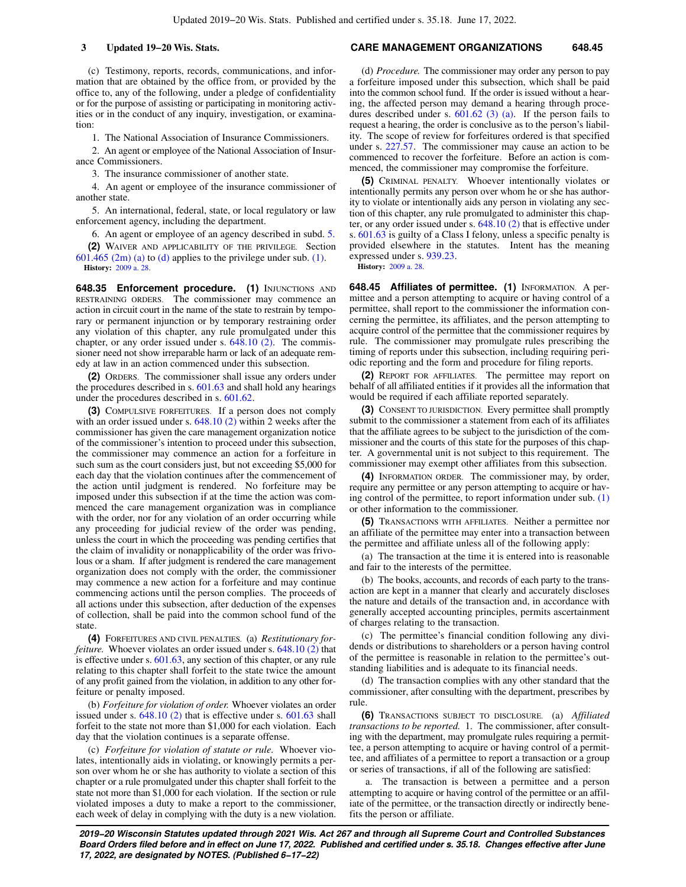(c) Testimony, reports, records, communications, and information that are obtained by the office from, or provided by the office to, any of the following, under a pledge of confidentiality or for the purpose of assisting or participating in monitoring activities or in the conduct of any inquiry, investigation, or examination:

1. The National Association of Insurance Commissioners.

2. An agent or employee of the National Association of Insurance Commissioners.

3. The insurance commissioner of another state.

4. An agent or employee of the insurance commissioner of another state.

5. An international, federal, state, or local regulatory or law enforcement agency, including the department.

6. An agent or employee of an agency described in subd. 5.

**(2)** WAIVER AND APPLICABILITY OF THE PRIVILEGE. Section 601.465 (2m) (a) to (d) applies to the privilege under sub. (1).

**History:** 2009 a. 28.

**648.35 Enforcement procedure. (1)** INJUNCTIONS AND RESTRAINING ORDERS. The commissioner may commence an action in circuit court in the name of the state to restrain by temporary or permanent injunction or by temporary restraining order any violation of this chapter, any rule promulgated under this chapter, or any order issued under s. 648.10 (2). The commissioner need not show irreparable harm or lack of an adequate remedy at law in an action commenced under this subsection.

**(2)** ORDERS. The commissioner shall issue any orders under the procedures described in s. 601.63 and shall hold any hearings under the procedures described in s. 601.62.

**(3)** COMPULSIVE FORFEITURES. If a person does not comply with an order issued under s. 648.10 (2) within 2 weeks after the commissioner has given the care management organization notice of the commissioner's intention to proceed under this subsection, the commissioner may commence an action for a forfeiture in such sum as the court considers just, but not exceeding $5,000 for each day that the violation continues after the commencement of the action until judgment is rendered. No forfeiture may be imposed under this subsection if at the time the action was commenced the care management organization was in compliance with the order, nor for any violation of an order occurring while any proceeding for judicial review of the order was pending, unless the court in which the proceeding was pending certifies that the claim of invalidity or nonapplicability of the order was frivolous or a sham. If after judgment is rendered the care management organization does not comply with the order, the commissioner may commence a new action for a forfeiture and may continue commencing actions until the person complies. The proceeds of all actions under this subsection, after deduction of the expenses of collection, shall be paid into the common school fund of the state.

**(4)** FORFEITURES AND CIVIL PENALTIES. (a) *Restitutionary forfeiture.* Whoever violates an order issued under s. 648.10 (2) that is effective under s. 601.63, any section of this chapter, or any rule relating to this chapter shall forfeit to the state twice the amount of any profit gained from the violation, in addition to any other forfeiture or penalty imposed.

(b) *Forfeiture for violation of order.* Whoever violates an order issued under s. 648.10 (2) that is effective under s. 601.63 shall forfeit to the state not more than $1,000 for each violation. Each day that the violation continues is a separate offense.

(c) *Forfeiture for violation of statute or rule.* Whoever violates, intentionally aids in violating, or knowingly permits a person over whom he or she has authority to violate a section of this chapter or a rule promulgated under this chapter shall forfeit to the state not more than $1,000 for each violation. If the section or rule violated imposes a duty to make a report to the commissioner, each week of delay in complying with the duty is a new violation.

(d) *Procedure.* The commissioner may order any person to pay a forfeiture imposed under this subsection, which shall be paid into the common school fund. If the order is issued without a hearing, the affected person may demand a hearing through procedures described under s. 601.62 (3) (a). If the person fails to request a hearing, the order is conclusive as to the person's liability. The scope of review for forfeitures ordered is that specified under s. 227.57. The commissioner may cause an action to be commenced to recover the forfeiture. Before an action is commenced, the commissioner may compromise the forfeiture.

**(5)** CRIMINAL PENALTY. Whoever intentionally violates or intentionally permits any person over whom he or she has authority to violate or intentionally aids any person in violating any section of this chapter, any rule promulgated to administer this chapter, or any order issued under s. 648.10 (2) that is effective under s. 601.63 is guilty of a Class I felony, unless a specific penalty is provided elsewhere in the statutes. Intent has the meaning expressed under s. 939.23.

**History:** 2009 a. 28.

**648.45 Affiliates of permittee. (1)** INFORMATION. A permittee and a person attempting to acquire or having control of a permittee, shall report to the commissioner the information concerning the permittee, its affiliates, and the person attempting to acquire control of the permittee that the commissioner requires by rule. The commissioner may promulgate rules prescribing the timing of reports under this subsection, including requiring periodic reporting and the form and procedure for filing reports.

**(2)** REPORT FOR AFFILIATES. The permittee may report on behalf of all affiliated entities if it provides all the information that would be required if each affiliate reported separately.

**(3)** CONSENT TO JURISDICTION. Every permittee shall promptly submit to the commissioner a statement from each of its affiliates that the affiliate agrees to be subject to the jurisdiction of the commissioner and the courts of this state for the purposes of this chapter. A governmental unit is not subject to this requirement. The commissioner may exempt other affiliates from this subsection.

**(4)** INFORMATION ORDER. The commissioner may, by order, require any permittee or any person attempting to acquire or having control of the permittee, to report information under sub. (1) or other information to the commissioner.

**(5)** TRANSACTIONS WITH AFFILIATES. Neither a permittee nor an affiliate of the permittee may enter into a transaction between the permittee and affiliate unless all of the following apply:

(a) The transaction at the time it is entered into is reasonable and fair to the interests of the permittee.

(b) The books, accounts, and records of each party to the transaction are kept in a manner that clearly and accurately discloses the nature and details of the transaction and, in accordance with generally accepted accounting principles, permits ascertainment of charges relating to the transaction.

(c) The permittee's financial condition following any dividends or distributions to shareholders or a person having control of the permittee is reasonable in relation to the permittee's outstanding liabilities and is adequate to its financial needs.

(d) The transaction complies with any other standard that the commissioner, after consulting with the department, prescribes by rule.

**(6)** TRANSACTIONS SUBJECT TO DISCLOSURE. (a) *Affiliated transactions to be reported.* 1. The commissioner, after consulting with the department, may promulgate rules requiring a permittee, a person attempting to acquire or having control of a permittee, and affiliates of a permittee to report a transaction or a group or series of transactions, if all of the following are satisfied:

a. The transaction is between a permittee and a person attempting to acquire or having control of the permittee or an affiliate of the permittee, or the transaction directly or indirectly benefits the person or affiliate.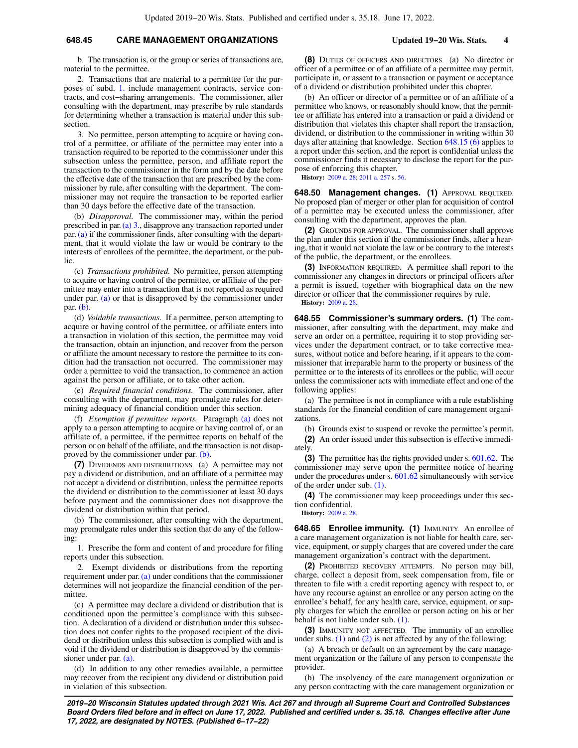b. The transaction is, or the group or series of transactions are, material to the permittee.

2. Transactions that are material to a permittee for the purposes of subd. 1. include management contracts, service contracts, and cost−sharing arrangements. The commissioner, after consulting with the department, may prescribe by rule standards for determining whether a transaction is material under this subsection.

3. No permittee, person attempting to acquire or having control of a permittee, or affiliate of the permittee may enter into a transaction required to be reported to the commissioner under this subsection unless the permittee, person, and affiliate report the transaction to the commissioner in the form and by the date before the effective date of the transaction that are prescribed by the commissioner by rule, after consulting with the department. The commissioner may not require the transaction to be reported earlier than 30 days before the effective date of the transaction.

(b) *Disapproval.* The commissioner may, within the period prescribed in par. (a) 3., disapprove any transaction reported under par. (a) if the commissioner finds, after consulting with the department, that it would violate the law or would be contrary to the interests of enrollees of the permittee, the department, or the public.

(c) *Transactions prohibited.* No permittee, person attempting to acquire or having control of the permittee, or affiliate of the permittee may enter into a transaction that is not reported as required under par. (a) or that is disapproved by the commissioner under par. (b).

(d) *Voidable transactions.* If a permittee, person attempting to acquire or having control of the permittee, or affiliate enters into a transaction in violation of this section, the permittee may void the transaction, obtain an injunction, and recover from the person or affiliate the amount necessary to restore the permittee to its condition had the transaction not occurred. The commissioner may order a permittee to void the transaction, to commence an action against the person or affiliate, or to take other action.

(e) *Required financial conditions.* The commissioner, after consulting with the department, may promulgate rules for determining adequacy of financial condition under this section.

(f) *Exemption if permittee reports.* Paragraph (a) does not apply to a person attempting to acquire or having control of, or an affiliate of, a permittee, if the permittee reports on behalf of the person or on behalf of the affiliate, and the transaction is not disapproved by the commissioner under par. (b).

**(7)** DIVIDENDS AND DISTRIBUTIONS. (a) A permittee may not pay a dividend or distribution, and an affiliate of a permittee may not accept a dividend or distribution, unless the permittee reports the dividend or distribution to the commissioner at least 30 days before payment and the commissioner does not disapprove the dividend or distribution within that period.

(b) The commissioner, after consulting with the department, may promulgate rules under this section that do any of the following:

1. Prescribe the form and content of and procedure for filing reports under this subsection.

2. Exempt dividends or distributions from the reporting requirement under par. (a) under conditions that the commissioner determines will not jeopardize the financial condition of the permittee.

(c) A permittee may declare a dividend or distribution that is conditioned upon the permittee's compliance with this subsection. A declaration of a dividend or distribution under this subsection does not confer rights to the proposed recipient of the dividend or distribution unless this subsection is complied with and is void if the dividend or distribution is disapproved by the commissioner under par. (a).

(d) In addition to any other remedies available, a permittee may recover from the recipient any dividend or distribution paid in violation of this subsection.

**(8)** DUTIES OF OFFICERS AND DIRECTORS. (a) No director or officer of a permittee or of an affiliate of a permittee may permit, participate in, or assent to a transaction or payment or acceptance of a dividend or distribution prohibited under this chapter.

(b) An officer or director of a permittee or of an affiliate of a permittee who knows, or reasonably should know, that the permittee or affiliate has entered into a transaction or paid a dividend or distribution that violates this chapter shall report the transaction, dividend, or distribution to the commissioner in writing within 30 days after attaining that knowledge. Section 648.15 (6) applies to a report under this section, and the report is confidential unless the commissioner finds it necessary to disclose the report for the purpose of enforcing this chapter.

**History:** 2009 a. 28; 2011 a. 257 s. 56.

**648.50 Management changes. (1)** APPROVAL REQUIRED. No proposed plan of merger or other plan for acquisition of control of a permittee may be executed unless the commissioner, after consulting with the department, approves the plan.

**(2)** GROUNDS FOR APPROVAL. The commissioner shall approve the plan under this section if the commissioner finds, after a hearing, that it would not violate the law or be contrary to the interests of the public, the department, or the enrollees.

**(3)** INFORMATION REQUIRED. A permittee shall report to the commissioner any changes in directors or principal officers after a permit is issued, together with biographical data on the new director or officer that the commissioner requires by rule.

**History:** 2009 a. 28.

**648.55 Commissioner's summary orders. (1)** The commissioner, after consulting with the department, may make and serve an order on a permittee, requiring it to stop providing services under the department contract, or to take corrective measures, without notice and before hearing, if it appears to the commissioner that irreparable harm to the property or business of the permittee or to the interests of its enrollees or the public, will occur unless the commissioner acts with immediate effect and one of the following applies:

(a) The permittee is not in compliance with a rule establishing standards for the financial condition of care management organizations.

(b) Grounds exist to suspend or revoke the permittee's permit.

**(2)** An order issued under this subsection is effective immediately.

**(3)** The permittee has the rights provided under s. 601.62. The commissioner may serve upon the permittee notice of hearing under the procedures under s. 601.62 simultaneously with service of the order under sub. (1).

**(4)** The commissioner may keep proceedings under this section confidential.

**History:** 2009 a. 28.

**648.65 Enrollee immunity. (1)** IMMUNITY. An enrollee of a care management organization is not liable for health care, service, equipment, or supply charges that are covered under the care management organization's contract with the department.

**(2)** PROHIBITED RECOVERY ATTEMPTS. No person may bill, charge, collect a deposit from, seek compensation from, file or threaten to file with a credit reporting agency with respect to, or have any recourse against an enrollee or any person acting on the enrollee's behalf, for any health care, service, equipment, or supply charges for which the enrollee or person acting on his or her behalf is not liable under sub. (1).

**(3)** IMMUNITY NOT AFFECTED. The immunity of an enrollee under subs. (1) and (2) is not affected by any of the following:

(a) A breach or default on an agreement by the care management organization or the failure of any person to compensate the provider.

(b) The insolvency of the care management organization or any person contracting with the care management organization or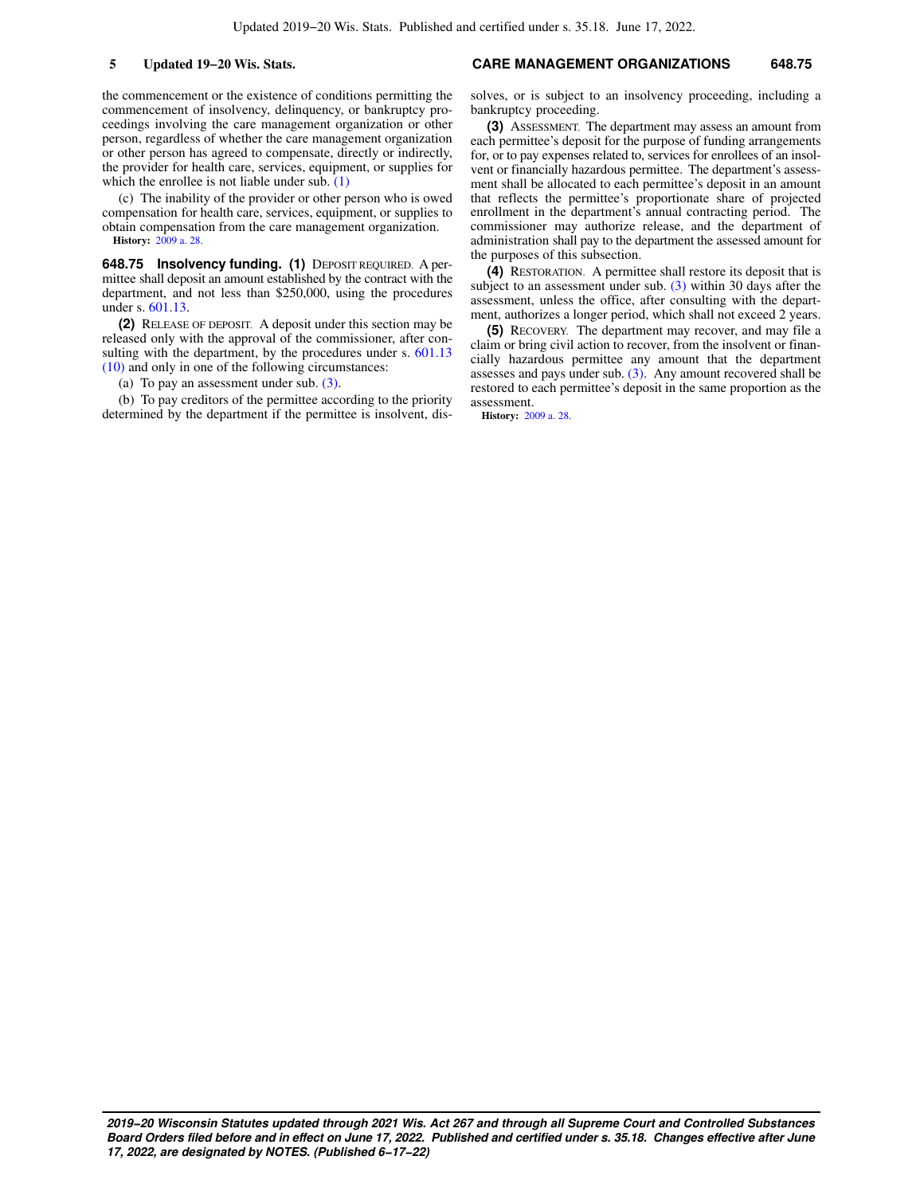the commencement or the existence of conditions permitting the commencement of insolvency, delinquency, or bankruptcy proceedings involving the care management organization or other person, regardless of whether the care management organization or other person has agreed to compensate, directly or indirectly, the provider for health care, services, equipment, or supplies for which the enrollee is not liable under sub. (1)

(c) The inability of the provider or other person who is owed compensation for health care, services, equipment, or supplies to obtain compensation from the care management organization.

**History:** 2009 a. 28.

**648.75 Insolvency funding. (1)** DEPOSIT REQUIRED. A permittee shall deposit an amount established by the contract with the department, and not less than $250,000, using the procedures under s. 601.13.

**(2)** RELEASE OF DEPOSIT. A deposit under this section may be released only with the approval of the commissioner, after consulting with the department, by the procedures under s. 601.13 (10) and only in one of the following circumstances:

(a) To pay an assessment under sub. (3).

(b) To pay creditors of the permittee according to the priority determined by the department if the permittee is insolvent, dissolves, or is subject to an insolvency proceeding, including a bankruptcy proceeding.

**(3)** ASSESSMENT. The department may assess an amount from each permittee's deposit for the purpose of funding arrangements for, or to pay expenses related to, services for enrollees of an insolvent or financially hazardous permittee. The department's assessment shall be allocated to each permittee's deposit in an amount that reflects the permittee's proportionate share of projected enrollment in the department's annual contracting period. The commissioner may authorize release, and the department of administration shall pay to the department the assessed amount for the purposes of this subsection.

**(4)** RESTORATION. A permittee shall restore its deposit that is subject to an assessment under sub. (3) within 30 days after the assessment, unless the office, after consulting with the department, authorizes a longer period, which shall not exceed 2 years.

**(5)** RECOVERY. The department may recover, and may file a claim or bring civil action to recover, from the insolvent or financially hazardous permittee any amount that the department assesses and pays under sub. (3). Any amount recovered shall be restored to each permittee's deposit in the same proportion as the assessment.

**History:** 2009 a. 28.